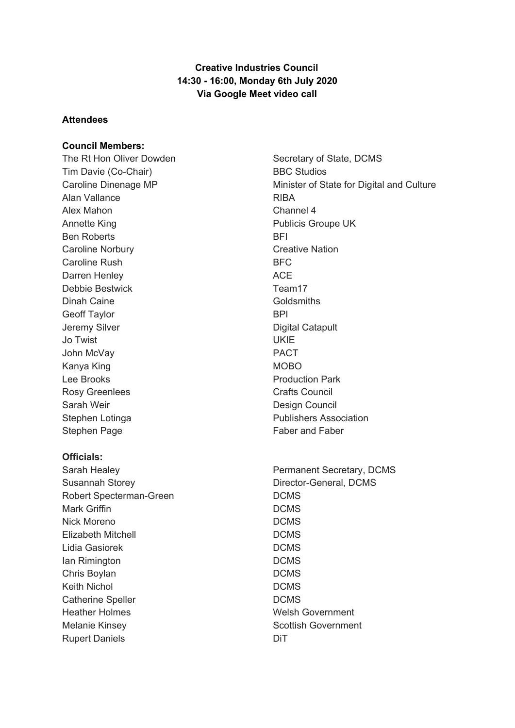**Creative Industries Council**
**14:30 - 16:00, Monday 6th July 2020**
**Via Google Meet video call**

**Attendees**

**Council Members:**

| | |
|---|---|
| The Rt Hon Oliver Dowden | Secretary of State, DCMS |
| Tim Davie (Co-Chair) | BBC Studios |
| Caroline Dinenage MP | Minister of State for Digital and Culture |
| Alan Vallance | RIBA |
| Alex Mahon | Channel 4 |
| Annette King | Publicis Groupe UK |
| Ben Roberts | BFI |
| Caroline Norbury | Creative Nation |
| Caroline Rush | BFC |
| Darren Henley | ACE |
| Debbie Bestwick | Team17 |
| Dinah Caine | Goldsmiths |
| Geoff Taylor | BPI |
| Jeremy Silver | Digital Catapult |
| Jo Twist | UKIE |
| John McVay | PACT |
| Kanya King | MOBO |
| Lee Brooks | Production Park |
| Rosy Greenlees | Crafts Council |
| Sarah Weir | Design Council |
| Stephen Lotinga | Publishers Association |
| Stephen Page | Faber and Faber |

**Officials:**

| | |
|---|---|
| Sarah Healey | Permanent Secretary, DCMS |
| Susannah Storey | Director-General, DCMS |
| Robert Specterman-Green | DCMS |
| Mark Griffin | DCMS |
| Nick Moreno | DCMS |
| Elizabeth Mitchell | DCMS |
| Lidia Gasiorek | DCMS |
| Ian Rimington | DCMS |
| Chris Boylan | DCMS |
| Keith Nichol | DCMS |
| Catherine Speller | DCMS |
| Heather Holmes | Welsh Government |
| Melanie Kinsey | Scottish Government |
| Rupert Daniels | DiT |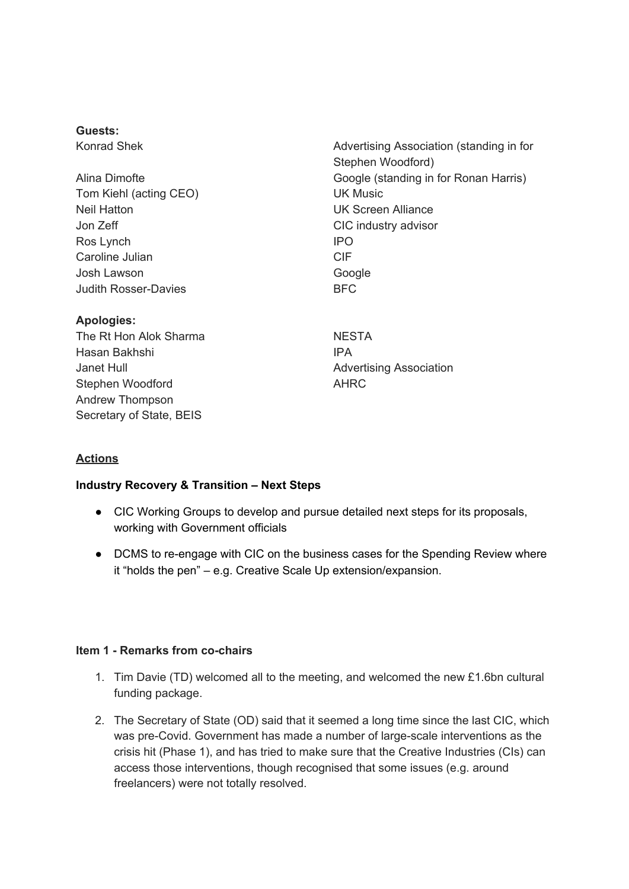**Guests:**

| | |
|---|---|
| Konrad Shek | Advertising Association (standing in for Stephen Woodford) |
| Alina Dimofte | Google (standing in for Ronan Harris) |
| Tom Kiehl (acting CEO) | UK Music |
| Neil Hatton | UK Screen Alliance |
| Jon Zeff | CIC industry advisor |
| Ros Lynch | IPO |
| Caroline Julian | CIF |
| Josh Lawson | Google |
| Judith Rosser-Davies | BFC |

**Apologies:**

| | |
|---|---|
| The Rt Hon Alok Sharma | NESTA |
| Hasan Bakhshi | IPA |
| Janet Hull | Advertising Association |
| Stephen Woodford | AHRC |
| Andrew Thompson | |
| Secretary of State, BEIS | |

**Actions**

**Industry Recovery & Transition – Next Steps**

- CIC Working Groups to develop and pursue detailed next steps for its proposals, working with Government officials
- DCMS to re-engage with CIC on the business cases for the Spending Review where it "holds the pen" – e.g. Creative Scale Up extension/expansion.

**Item 1 - Remarks from co-chairs**

1. Tim Davie (TD) welcomed all to the meeting, and welcomed the new £1.6bn cultural funding package.
2. The Secretary of State (OD) said that it seemed a long time since the last CIC, which was pre-Covid. Government has made a number of large-scale interventions as the crisis hit (Phase 1), and has tried to make sure that the Creative Industries (CIs) can access those interventions, though recognised that some issues (e.g. around freelancers) were not totally resolved.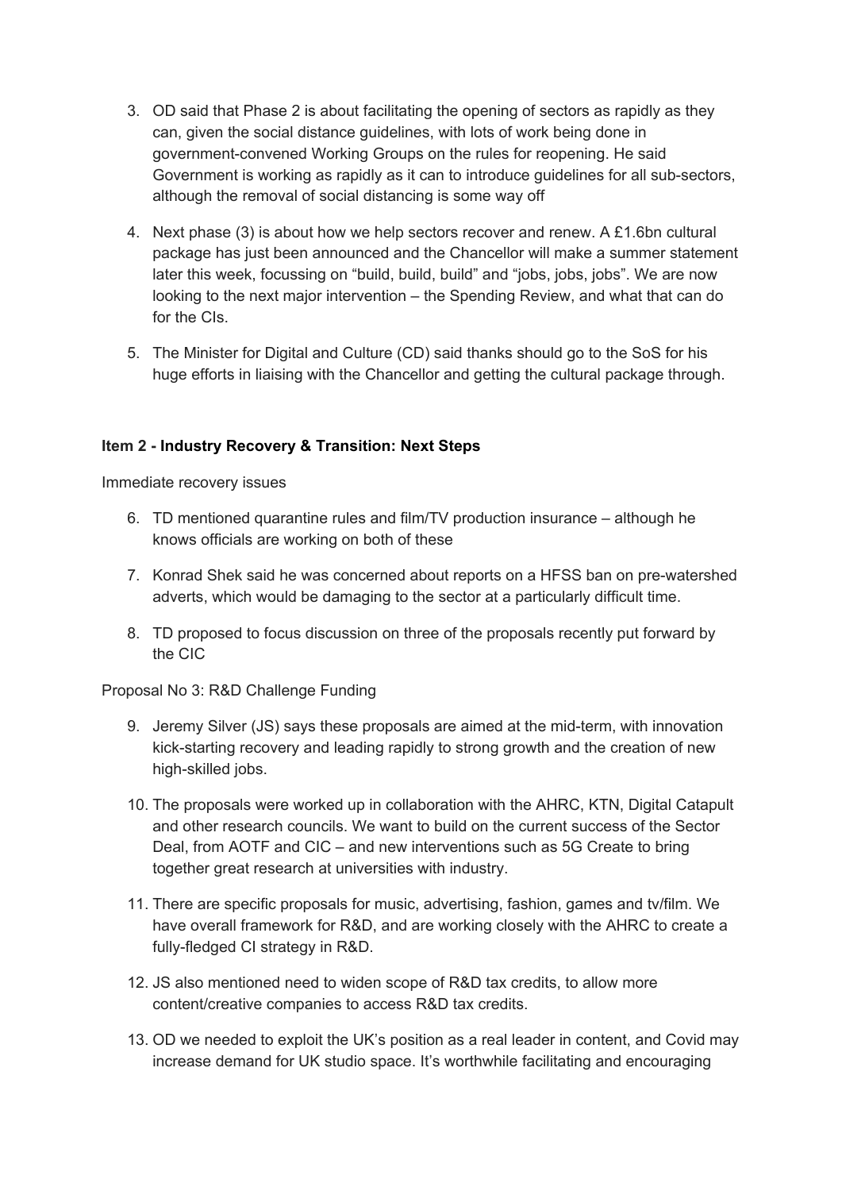3. OD said that Phase 2 is about facilitating the opening of sectors as rapidly as they can, given the social distance guidelines, with lots of work being done in government-convened Working Groups on the rules for reopening. He said Government is working as rapidly as it can to introduce guidelines for all sub-sectors, although the removal of social distancing is some way off

4. Next phase (3) is about how we help sectors recover and renew. A £1.6bn cultural package has just been announced and the Chancellor will make a summer statement later this week, focussing on "build, build, build" and "jobs, jobs, jobs". We are now looking to the next major intervention – the Spending Review, and what that can do for the CIs.

5. The Minister for Digital and Culture (CD) said thanks should go to the SoS for his huge efforts in liaising with the Chancellor and getting the cultural package through.

**Item 2 - Industry Recovery & Transition: Next Steps**

Immediate recovery issues

6. TD mentioned quarantine rules and film/TV production insurance – although he knows officials are working on both of these

7. Konrad Shek said he was concerned about reports on a HFSS ban on pre-watershed adverts, which would be damaging to the sector at a particularly difficult time.

8. TD proposed to focus discussion on three of the proposals recently put forward by the CIC

Proposal No 3: R&D Challenge Funding

9. Jeremy Silver (JS) says these proposals are aimed at the mid-term, with innovation kick-starting recovery and leading rapidly to strong growth and the creation of new high-skilled jobs.

10. The proposals were worked up in collaboration with the AHRC, KTN, Digital Catapult and other research councils. We want to build on the current success of the Sector Deal, from AOTF and CIC – and new interventions such as 5G Create to bring together great research at universities with industry.

11. There are specific proposals for music, advertising, fashion, games and tv/film. We have overall framework for R&D, and are working closely with the AHRC to create a fully-fledged CI strategy in R&D.

12. JS also mentioned need to widen scope of R&D tax credits, to allow more content/creative companies to access R&D tax credits.

13. OD we needed to exploit the UK's position as a real leader in content, and Covid may increase demand for UK studio space. It's worthwhile facilitating and encouraging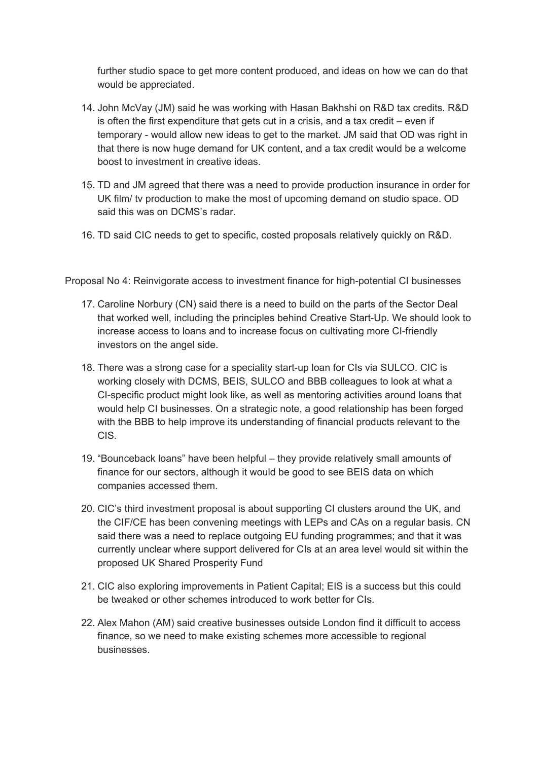further studio space to get more content produced, and ideas on how we can do that would be appreciated.

14. John McVay (JM) said he was working with Hasan Bakhshi on R&D tax credits. R&D is often the first expenditure that gets cut in a crisis, and a tax credit – even if temporary - would allow new ideas to get to the market. JM said that OD was right in that there is now huge demand for UK content, and a tax credit would be a welcome boost to investment in creative ideas.

15. TD and JM agreed that there was a need to provide production insurance in order for UK film/ tv production to make the most of upcoming demand on studio space. OD said this was on DCMS's radar.

16. TD said CIC needs to get to specific, costed proposals relatively quickly on R&D.

Proposal No 4: Reinvigorate access to investment finance for high-potential CI businesses

17. Caroline Norbury (CN) said there is a need to build on the parts of the Sector Deal that worked well, including the principles behind Creative Start-Up. We should look to increase access to loans and to increase focus on cultivating more CI-friendly investors on the angel side.

18. There was a strong case for a speciality start-up loan for CIs via SULCO. CIC is working closely with DCMS, BEIS, SULCO and BBB colleagues to look at what a CI-specific product might look like, as well as mentoring activities around loans that would help CI businesses. On a strategic note, a good relationship has been forged with the BBB to help improve its understanding of financial products relevant to the CIS.

19. "Bounceback loans" have been helpful – they provide relatively small amounts of finance for our sectors, although it would be good to see BEIS data on which companies accessed them.

20. CIC's third investment proposal is about supporting CI clusters around the UK, and the CIF/CE has been convening meetings with LEPs and CAs on a regular basis. CN said there was a need to replace outgoing EU funding programmes; and that it was currently unclear where support delivered for CIs at an area level would sit within the proposed UK Shared Prosperity Fund

21. CIC also exploring improvements in Patient Capital; EIS is a success but this could be tweaked or other schemes introduced to work better for CIs.

22. Alex Mahon (AM) said creative businesses outside London find it difficult to access finance, so we need to make existing schemes more accessible to regional businesses.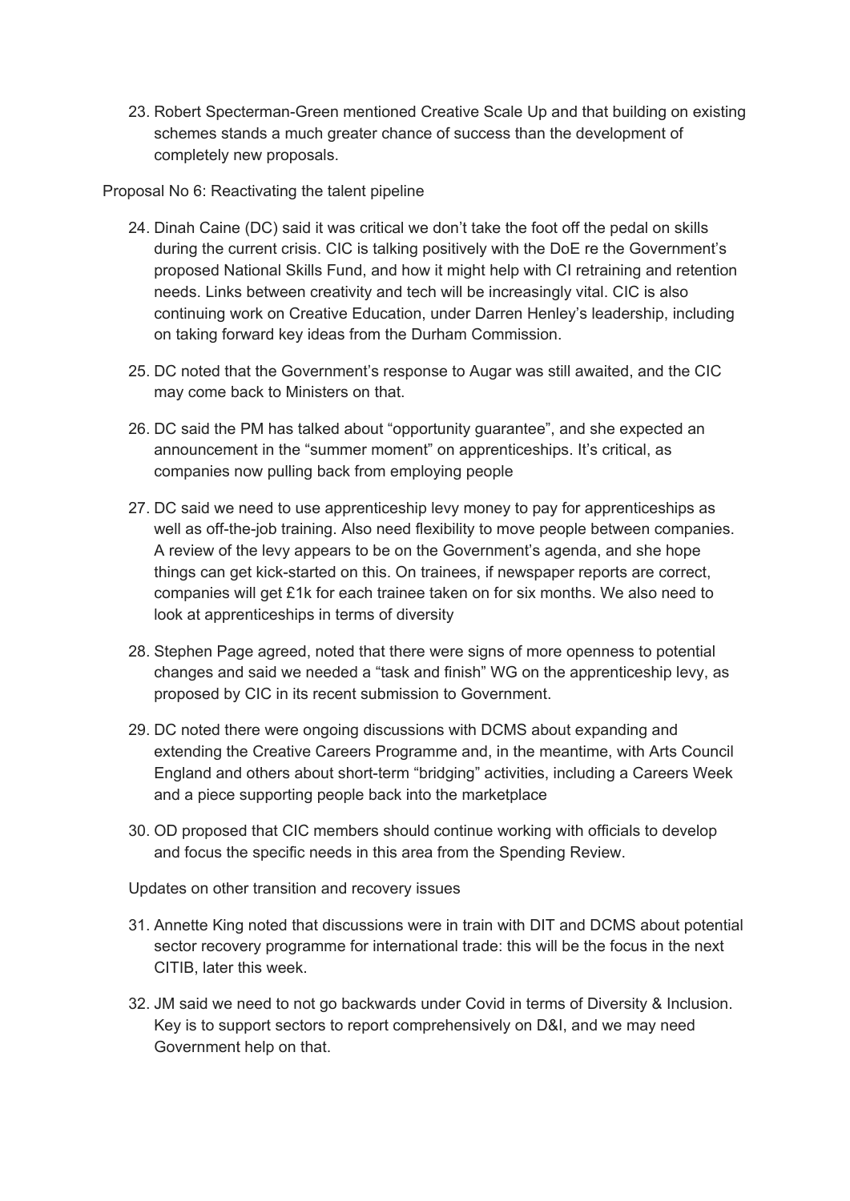23. Robert Specterman-Green mentioned Creative Scale Up and that building on existing schemes stands a much greater chance of success than the development of completely new proposals.

Proposal No 6: Reactivating the talent pipeline

24. Dinah Caine (DC) said it was critical we don't take the foot off the pedal on skills during the current crisis. CIC is talking positively with the DoE re the Government's proposed National Skills Fund, and how it might help with CI retraining and retention needs. Links between creativity and tech will be increasingly vital. CIC is also continuing work on Creative Education, under Darren Henley's leadership, including on taking forward key ideas from the Durham Commission.

25. DC noted that the Government's response to Augar was still awaited, and the CIC may come back to Ministers on that.

26. DC said the PM has talked about "opportunity guarantee", and she expected an announcement in the "summer moment" on apprenticeships. It's critical, as companies now pulling back from employing people

27. DC said we need to use apprenticeship levy money to pay for apprenticeships as well as off-the-job training. Also need flexibility to move people between companies. A review of the levy appears to be on the Government's agenda, and she hope things can get kick-started on this. On trainees, if newspaper reports are correct, companies will get £1k for each trainee taken on for six months. We also need to look at apprenticeships in terms of diversity

28. Stephen Page agreed, noted that there were signs of more openness to potential changes and said we needed a "task and finish" WG on the apprenticeship levy, as proposed by CIC in its recent submission to Government.

29. DC noted there were ongoing discussions with DCMS about expanding and extending the Creative Careers Programme and, in the meantime, with Arts Council England and others about short-term "bridging" activities, including a Careers Week and a piece supporting people back into the marketplace

30. OD proposed that CIC members should continue working with officials to develop and focus the specific needs in this area from the Spending Review.

Updates on other transition and recovery issues

31. Annette King noted that discussions were in train with DIT and DCMS about potential sector recovery programme for international trade: this will be the focus in the next CITIB, later this week.

32. JM said we need to not go backwards under Covid in terms of Diversity & Inclusion. Key is to support sectors to report comprehensively on D&I, and we may need Government help on that.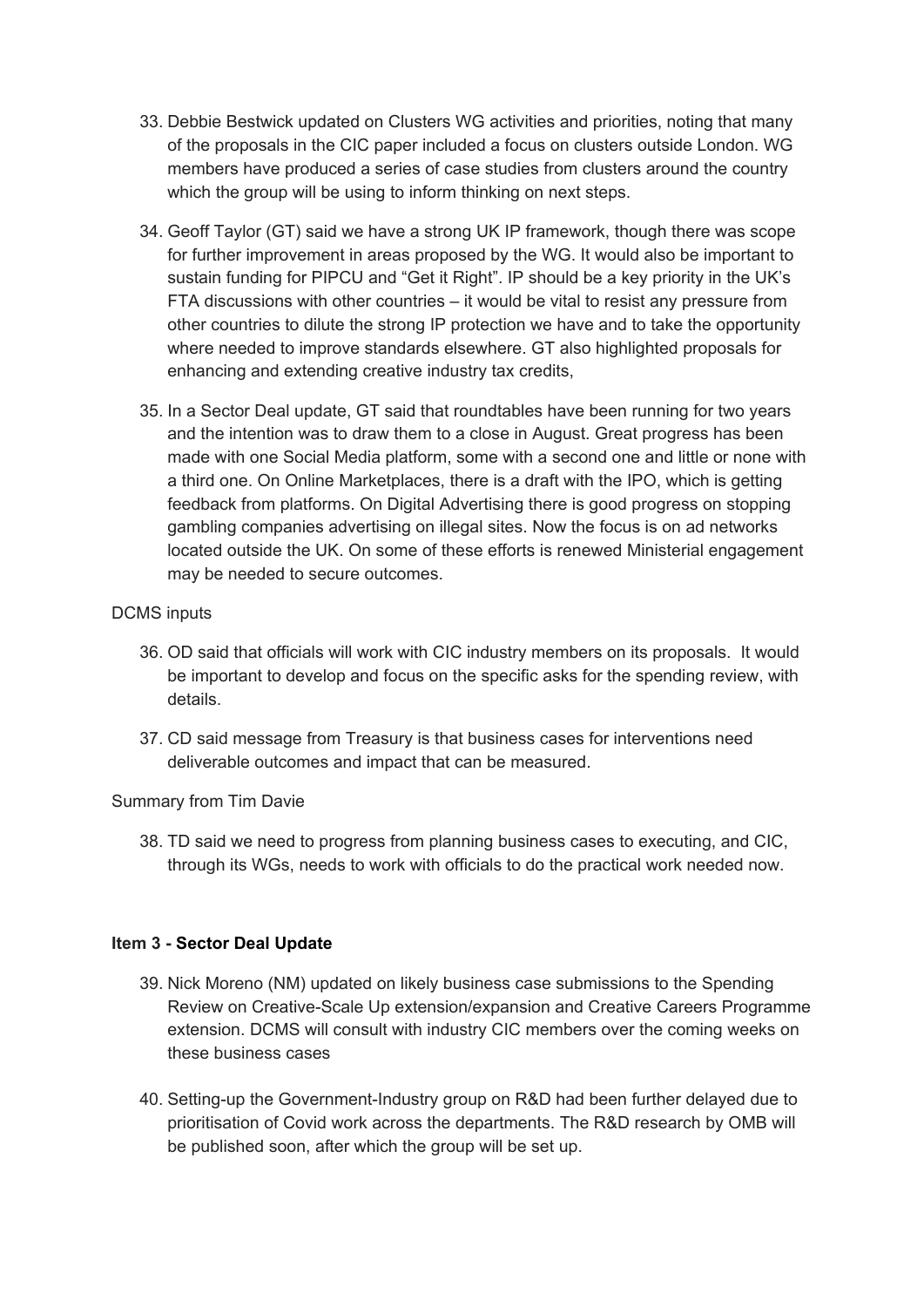33. Debbie Bestwick updated on Clusters WG activities and priorities, noting that many of the proposals in the CIC paper included a focus on clusters outside London. WG members have produced a series of case studies from clusters around the country which the group will be using to inform thinking on next steps.

34. Geoff Taylor (GT) said we have a strong UK IP framework, though there was scope for further improvement in areas proposed by the WG. It would also be important to sustain funding for PIPCU and "Get it Right". IP should be a key priority in the UK's FTA discussions with other countries – it would be vital to resist any pressure from other countries to dilute the strong IP protection we have and to take the opportunity where needed to improve standards elsewhere. GT also highlighted proposals for enhancing and extending creative industry tax credits,

35. In a Sector Deal update, GT said that roundtables have been running for two years and the intention was to draw them to a close in August. Great progress has been made with one Social Media platform, some with a second one and little or none with a third one. On Online Marketplaces, there is a draft with the IPO, which is getting feedback from platforms. On Digital Advertising there is good progress on stopping gambling companies advertising on illegal sites. Now the focus is on ad networks located outside the UK. On some of these efforts is renewed Ministerial engagement may be needed to secure outcomes.

DCMS inputs

36. OD said that officials will work with CIC industry members on its proposals. It would be important to develop and focus on the specific asks for the spending review, with details.

37. CD said message from Treasury is that business cases for interventions need deliverable outcomes and impact that can be measured.

Summary from Tim Davie

38. TD said we need to progress from planning business cases to executing, and CIC, through its WGs, needs to work with officials to do the practical work needed now.

**Item 3 - Sector Deal Update**

39. Nick Moreno (NM) updated on likely business case submissions to the Spending Review on Creative-Scale Up extension/expansion and Creative Careers Programme extension. DCMS will consult with industry CIC members over the coming weeks on these business cases

40. Setting-up the Government-Industry group on R&D had been further delayed due to prioritisation of Covid work across the departments. The R&D research by OMB will be published soon, after which the group will be set up.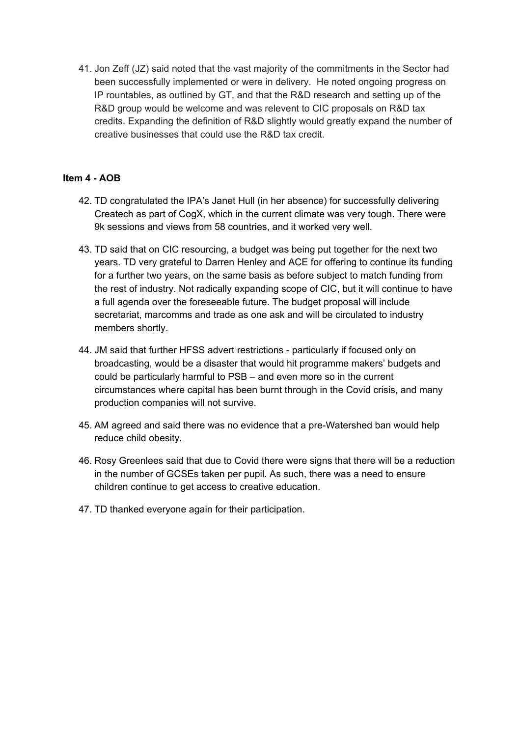41. Jon Zeff (JZ) said noted that the vast majority of the commitments in the Sector had been successfully implemented or were in delivery. He noted ongoing progress on IP rountables, as outlined by GT, and that the R&D research and setting up of the R&D group would be welcome and was relevent to CIC proposals on R&D tax credits. Expanding the definition of R&D slightly would greatly expand the number of creative businesses that could use the R&D tax credit.

**Item 4 - AOB**

42. TD congratulated the IPA's Janet Hull (in her absence) for successfully delivering Createch as part of CogX, which in the current climate was very tough. There were 9k sessions and views from 58 countries, and it worked very well.

43. TD said that on CIC resourcing, a budget was being put together for the next two years. TD very grateful to Darren Henley and ACE for offering to continue its funding for a further two years, on the same basis as before subject to match funding from the rest of industry. Not radically expanding scope of CIC, but it will continue to have a full agenda over the foreseeable future. The budget proposal will include secretariat, marcomms and trade as one ask and will be circulated to industry members shortly.

44. JM said that further HFSS advert restrictions - particularly if focused only on broadcasting, would be a disaster that would hit programme makers' budgets and could be particularly harmful to PSB – and even more so in the current circumstances where capital has been burnt through in the Covid crisis, and many production companies will not survive.

45. AM agreed and said there was no evidence that a pre-Watershed ban would help reduce child obesity.

46. Rosy Greenlees said that due to Covid there were signs that there will be a reduction in the number of GCSEs taken per pupil. As such, there was a need to ensure children continue to get access to creative education.

47. TD thanked everyone again for their participation.